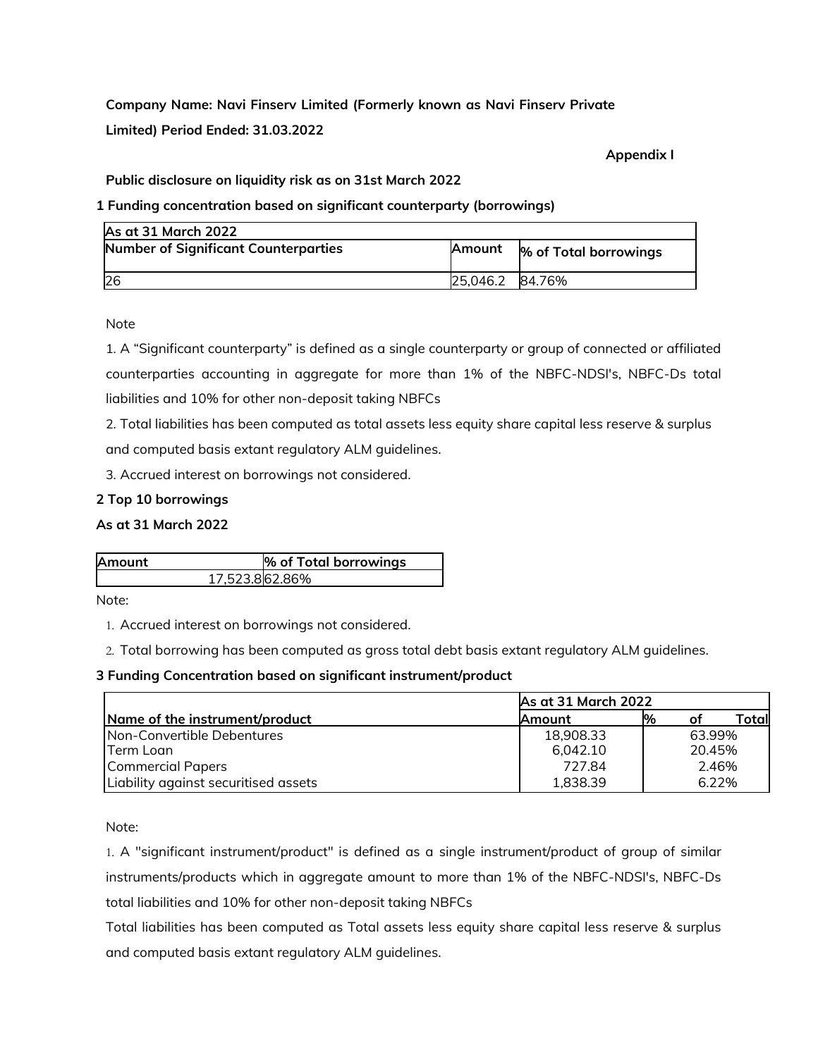**Company Name: Navi Finserv Limited (Formerly known as Navi Finserv Private Limited) Period Ended: 31.03.2022**

**Appendix I**

**Public disclosure on liquidity risk as on 31st March 2022**

**1 Funding concentration based on significant counterparty (borrowings)**

| As at 31 March 2022 | | |
|---|---|---|
| **Number of Significant Counterparties** | **Amount** | **% of Total borrowings** |
| 26 | 25,046.2 | 84.76% |

Note

1. A "Significant counterparty" is defined as a single counterparty or group of connected or affiliated counterparties accounting in aggregate for more than 1% of the NBFC-NDSI's, NBFC-Ds total liabilities and 10% for other non-deposit taking NBFCs
2. Total liabilities has been computed as total assets less equity share capital less reserve & surplus and computed basis extant regulatory ALM guidelines.
3. Accrued interest on borrowings not considered.

**2 Top 10 borrowings**

**As at 31 March 2022**

| Amount | % of Total borrowings |
|---|---|
| 17,523.8 | 62.86% |

Note:

1. Accrued interest on borrowings not considered.
2. Total borrowing has been computed as gross total debt basis extant regulatory ALM guidelines.

**3 Funding Concentration based on significant instrument/product**

| | As at 31 March 2022 | |
|---|---|---|
| **Name of the instrument/product** | **Amount** | **% of Total** |
| Non-Convertible Debentures | 18,908.33 | 63.99% |
| Term Loan | 6,042.10 | 20.45% |
| Commercial Papers | 727.84 | 2.46% |
| Liability against securitised assets | 1,838.39 | 6.22% |

Note:

1. A "significant instrument/product" is defined as a single instrument/product of group of similar instruments/products which in aggregate amount to more than 1% of the NBFC-NDSI's, NBFC-Ds total liabilities and 10% for other non-deposit taking NBFCs

Total liabilities has been computed as Total assets less equity share capital less reserve & surplus and computed basis extant regulatory ALM guidelines.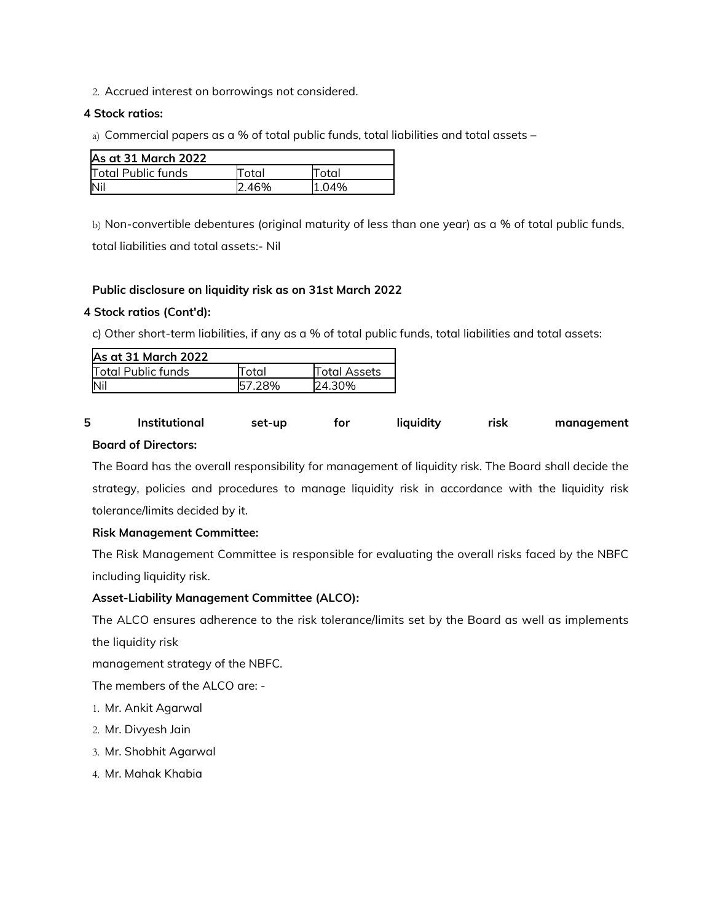2. Accrued interest on borrowings not considered.

**4 Stock ratios:**

a) Commercial papers as a % of total public funds, total liabilities and total assets –

| As at 31 March 2022 | | |
|---|---|---|
| Total Public funds | Total | Total |
| Nil | 2.46% | 1.04% |

b) Non-convertible debentures (original maturity of less than one year) as a % of total public funds, total liabilities and total assets:- Nil

**Public disclosure on liquidity risk as on 31st March 2022**

**4 Stock ratios (Cont'd):**

c) Other short-term liabilities, if any as a % of total public funds, total liabilities and total assets:

| As at 31 March 2022 | | |
|---|---|---|
| Total Public funds | Total | Total Assets |
| Nil | 57.28% | 24.30% |

**5 Institutional set-up for liquidity risk management**

**Board of Directors:**

The Board has the overall responsibility for management of liquidity risk. The Board shall decide the strategy, policies and procedures to manage liquidity risk in accordance with the liquidity risk tolerance/limits decided by it.

**Risk Management Committee:**

The Risk Management Committee is responsible for evaluating the overall risks faced by the NBFC including liquidity risk.

**Asset-Liability Management Committee (ALCO):**

The ALCO ensures adherence to the risk tolerance/limits set by the Board as well as implements the liquidity risk

management strategy of the NBFC.

The members of the ALCO are: -

1. Mr. Ankit Agarwal
2. Mr. Divyesh Jain
3. Mr. Shobhit Agarwal
4. Mr. Mahak Khabia